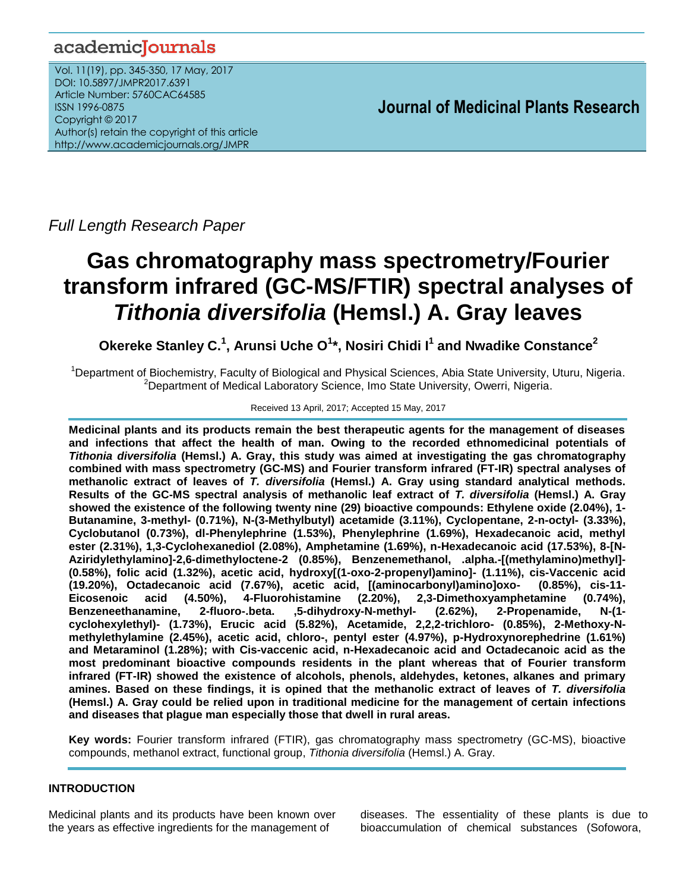Full Length Research Paper

# Gas chromatography mass spectrometry/Fourier transform infrared (GC-MS/FTIR) spectral analyses of *Tithonia diversifolia* (Hemsl.) A. Gray leaves

**Okereke Stanley C.[1], Arunsi Uche O[1]*, Nosiri Chidi I[1] and Nwadike Constance[2]**

[1]Department of Biochemistry, Faculty of Biological and Physical Sciences, Abia State University, Uturu, Nigeria.
[2]Department of Medical Laboratory Science, Imo State University, Owerri, Nigeria.

Received 13 April, 2017; Accepted 15 May, 2017

**Medicinal plants and its products remain the best therapeutic agents for the management of diseases and infections that affect the health of man. Owing to the recorded ethnomedicinal potentials of *Tithonia diversifolia* (Hemsl.) A. Gray, this study was aimed at investigating the gas chromatography combined with mass spectrometry (GC-MS) and Fourier transform infrared (FT-IR) spectral analyses of methanolic extract of leaves of *T. diversifolia* (Hemsl.) A. Gray using standard analytical methods. Results of the GC-MS spectral analysis of methanolic leaf extract of *T. diversifolia* (Hemsl.) A. Gray showed the existence of the following twenty nine (29) bioactive compounds: Ethylene oxide (2.04%), 1-Butanamine, 3-methyl- (0.71%), N-(3-Methylbutyl) acetamide (3.11%), Cyclopentane, 2-n-octyl- (3.33%), Cyclobutanol (0.73%), dl-Phenylephrine (1.53%), Phenylephrine (1.69%), Hexadecanoic acid, methyl ester (2.31%), 1,3-Cyclohexanediol (2.08%), Amphetamine (1.69%), n-Hexadecanoic acid (17.53%), 8-[N-Aziridylethylamino]-2,6-dimethyloctene-2 (0.85%), Benzenemethanol, .alpha.-[(methylamino)methyl]- (0.58%), folic acid (1.32%), acetic acid, hydroxy[(1-oxo-2-propenyl)amino]- (1.11%), cis-Vaccenic acid (19.20%), Octadecanoic acid (7.67%), acetic acid, [(aminocarbonyl)amino]oxo- (0.85%), cis-11-Eicosenoic acid (4.50%), 4-Fluorohistamine (2.20%), 2,3-Dimethoxyamphetamine (0.74%), Benzeneethanamine, 2-fluoro-.beta. ,5-dihydroxy-N-methyl- (2.62%), 2-Propenamide, N-(1-cyclohexylethyl)- (1.73%), Erucic acid (5.82%), Acetamide, 2,2,2-trichloro- (0.85%), 2-Methoxy-N-methylethylamine (2.45%), acetic acid, chloro-, pentyl ester (4.97%), p-Hydroxynorephedrine (1.61%) and Metaraminol (1.28%); with Cis-vaccenic acid, n-Hexadecanoic acid and Octadecanoic acid as the most predominant bioactive compounds residents in the plant whereas that of Fourier transform infrared (FT-IR) showed the existence of alcohols, phenols, aldehydes, ketones, alkanes and primary amines. Based on these findings, it is opined that the methanolic extract of leaves of *T. diversifolia* (Hemsl.) A. Gray could be relied upon in traditional medicine for the management of certain infections and diseases that plague man especially those that dwell in rural areas.**

**Key words:** Fourier transform infrared (FTIR), gas chromatography mass spectrometry (GC-MS), bioactive compounds, methanol extract, functional group, *Tithonia diversifolia* (Hemsl.) A. Gray.

## INTRODUCTION

Medicinal plants and its products have been known over the years as effective ingredients for the management of diseases. The essentiality of these plants is due to bioaccumulation of chemical substances (Sofowora,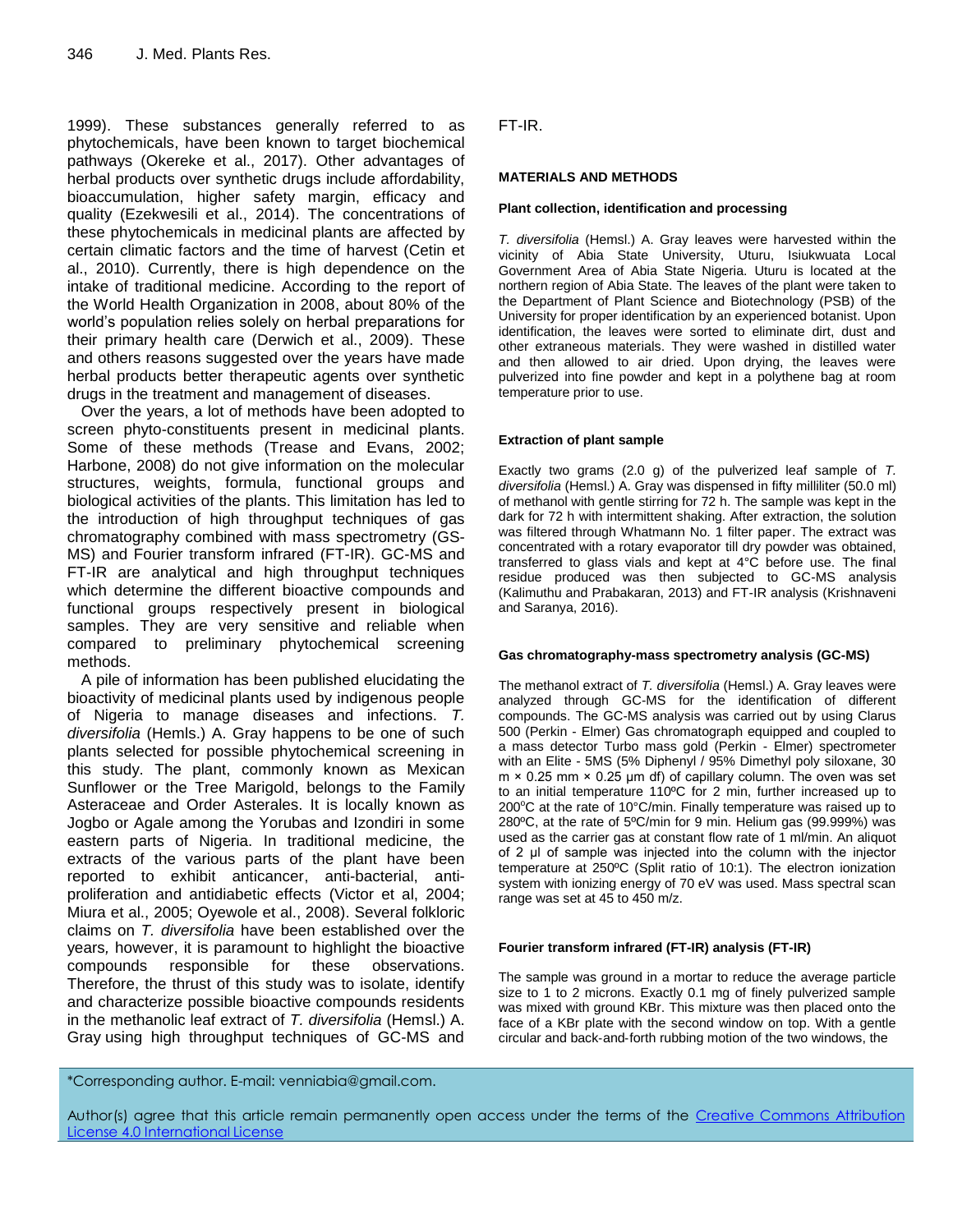1999). These substances generally referred to as phytochemicals, have been known to target biochemical pathways (Okereke et al., 2017). Other advantages of herbal products over synthetic drugs include affordability, bioaccumulation, higher safety margin, efficacy and quality (Ezekwesili et al., 2014). The concentrations of these phytochemicals in medicinal plants are affected by certain climatic factors and the time of harvest (Cetin et al., 2010). Currently, there is high dependence on the intake of traditional medicine. According to the report of the World Health Organization in 2008, about 80% of the world's population relies solely on herbal preparations for their primary health care (Derwich et al., 2009). These and others reasons suggested over the years have made herbal products better therapeutic agents over synthetic drugs in the treatment and management of diseases.

Over the years, a lot of methods have been adopted to screen phyto-constituents present in medicinal plants. Some of these methods (Trease and Evans, 2002; Harbone, 2008) do not give information on the molecular structures, weights, formula, functional groups and biological activities of the plants. This limitation has led to the introduction of high throughput techniques of gas chromatography combined with mass spectrometry (GS-MS) and Fourier transform infrared (FT-IR). GC-MS and FT-IR are analytical and high throughput techniques which determine the different bioactive compounds and functional groups respectively present in biological samples. They are very sensitive and reliable when compared to preliminary phytochemical screening methods.

A pile of information has been published elucidating the bioactivity of medicinal plants used by indigenous people of Nigeria to manage diseases and infections. *T. diversifolia* (Hemls.) A. Gray happens to be one of such plants selected for possible phytochemical screening in this study. The plant, commonly known as Mexican Sunflower or the Tree Marigold, belongs to the Family Asteraceae and Order Asterales. It is locally known as Jogbo or Agale among the Yorubas and Izondiri in some eastern parts of Nigeria. In traditional medicine, the extracts of the various parts of the plant have been reported to exhibit anticancer, anti-bacterial, anti-proliferation and antidiabetic effects (Victor et al, 2004; Miura et al., 2005; Oyewole et al., 2008). Several folkloric claims on *T. diversifolia* have been established over the years, however, it is paramount to highlight the bioactive compounds responsible for these observations. Therefore, the thrust of this study was to isolate, identify and characterize possible bioactive compounds residents in the methanolic leaf extract of *T. diversifolia* (Hemsl.) A. Gray using high throughput techniques of GC-MS and FT-IR.

## MATERIALS AND METHODS

### Plant collection, identification and processing

*T. diversifolia* (Hemsl.) A. Gray leaves were harvested within the vicinity of Abia State University, Uturu, Isiukwuata Local Government Area of Abia State Nigeria. Uturu is located at the northern region of Abia State. The leaves of the plant were taken to the Department of Plant Science and Biotechnology (PSB) of the University for proper identification by an experienced botanist. Upon identification, the leaves were sorted to eliminate dirt, dust and other extraneous materials. They were washed in distilled water and then allowed to air dried. Upon drying, the leaves were pulverized into fine powder and kept in a polythene bag at room temperature prior to use.

### Extraction of plant sample

Exactly two grams (2.0 g) of the pulverized leaf sample of *T. diversifolia* (Hemsl.) A. Gray was dispensed in fifty milliliter (50.0 ml) of methanol with gentle stirring for 72 h. The sample was kept in the dark for 72 h with intermittent shaking. After extraction, the solution was filtered through Whatmann No. 1 filter paper. The extract was concentrated with a rotary evaporator till dry powder was obtained, transferred to glass vials and kept at 4°C before use. The final residue produced was then subjected to GC-MS analysis (Kalimuthu and Prabakaran, 2013) and FT-IR analysis (Krishnaveni and Saranya, 2016).

### Gas chromatography-mass spectrometry analysis (GC-MS)

The methanol extract of *T. diversifolia* (Hemsl.) A. Gray leaves were analyzed through GC-MS for the identification of different compounds. The GC-MS analysis was carried out by using Clarus 500 (Perkin - Elmer) Gas chromatograph equipped and coupled to a mass detector Turbo mass gold (Perkin - Elmer) spectrometer with an Elite - 5MS (5% Diphenyl / 95% Dimethyl poly siloxane, 30 m × 0.25 mm × 0.25 μm df) of capillary column. The oven was set to an initial temperature 110ºC for 2 min, further increased up to 200°C at the rate of 10°C/min. Finally temperature was raised up to 280ºC, at the rate of 5ºC/min for 9 min. Helium gas (99.999%) was used as the carrier gas at constant flow rate of 1 ml/min. An aliquot of 2 μl of sample was injected into the column with the injector temperature at 250ºC (Split ratio of 10:1). The electron ionization system with ionizing energy of 70 eV was used. Mass spectral scan range was set at 45 to 450 m/z.

### Fourier transform infrared (FT-IR) analysis (FT-IR)

The sample was ground in a mortar to reduce the average particle size to 1 to 2 microns. Exactly 0.1 mg of finely pulverized sample was mixed with ground KBr. This mixture was then placed onto the face of a KBr plate with the second window on top. With a gentle circular and back-and-forth rubbing motion of the two windows, the

*Corresponding author. E-mail: venniabia@gmail.com.

Author(s) agree that this article remain permanently open access under the terms of the Creative Commons Attribution License 4.0 International License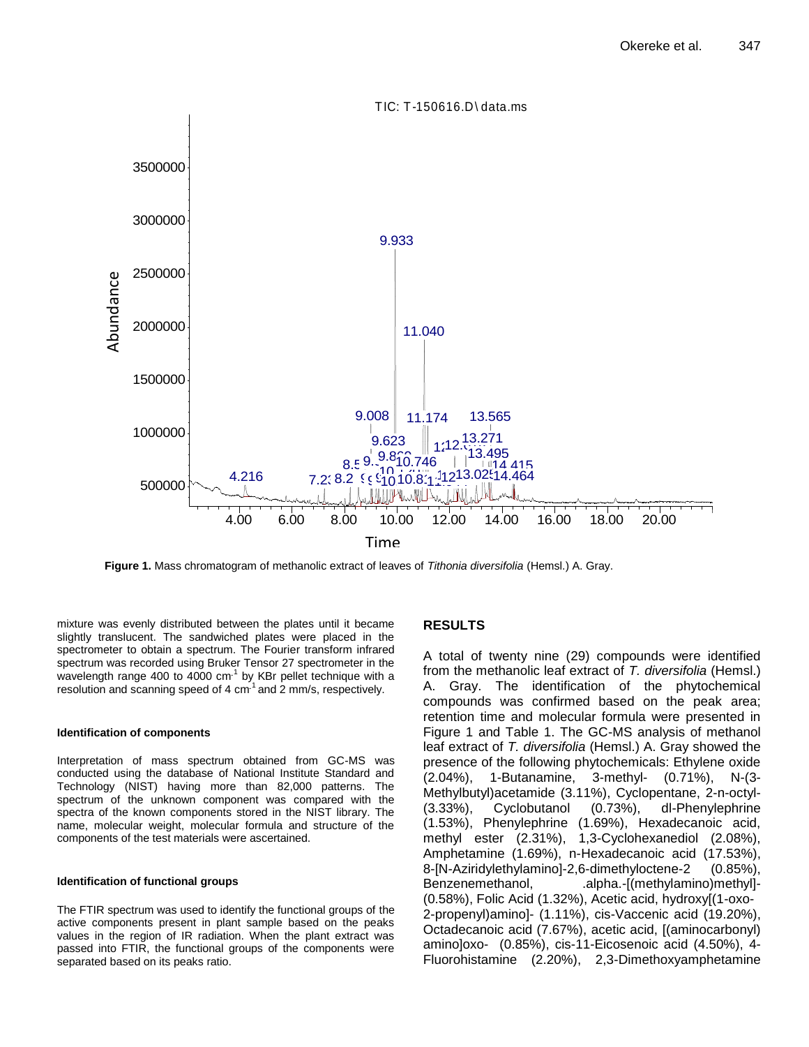Figure 1. Mass chromatogram of methanolic extract of leaves of *Tithonia diversifolia* (Hemsl.) A. Gray.

mixture was evenly distributed between the plates until it became slightly translucent. The sandwiched plates were placed in the spectrometer to obtain a spectrum. The Fourier transform infrared spectrum was recorded using Bruker Tensor 27 spectrometer in the wavelength range 400 to 4000 $cm^{-1}$ by KBr pellet technique with a resolution and scanning speed of 4 $cm^{-1}$ and 2 mm/s, respectively.

#### Identification of components

Interpretation of mass spectrum obtained from GC-MS was conducted using the database of National Institute Standard and Technology (NIST) having more than 82,000 patterns. The spectrum of the unknown component was compared with the spectra of the known components stored in the NIST library. The name, molecular weight, molecular formula and structure of the components of the test materials were ascertained.

#### Identification of functional groups

The FTIR spectrum was used to identify the functional groups of the active components present in plant sample based on the peaks values in the region of IR radiation. When the plant extract was passed into FTIR, the functional groups of the components were separated based on its peaks ratio.

## RESULTS

A total of twenty nine (29) compounds were identified from the methanolic leaf extract of *T. diversifolia* (Hemsl.) A. Gray. The identification of the phytochemical compounds was confirmed based on the peak area; retention time and molecular formula were presented in Figure 1 and Table 1. The GC-MS analysis of methanol leaf extract of *T. diversifolia* (Hemsl.) A. Gray showed the presence of the following phytochemicals: Ethylene oxide (2.04%), 1-Butanamine, 3-methyl- (0.71%), N-(3-Methylbutyl)acetamide (3.11%), Cyclopentane, 2-n-octyl- (3.33%), Cyclobutanol (0.73%), dl-Phenylephrine (1.53%), Phenylephrine (1.69%), Hexadecanoic acid, methyl ester (2.31%), 1,3-Cyclohexanediol (2.08%), Amphetamine (1.69%), n-Hexadecanoic acid (17.53%), 8-[N-Aziridylethylamino]-2,6-dimethyloctene-2 (0.85%), Benzenemethanol, .alpha.-[(methylamino)methyl]- (0.58%), Folic Acid (1.32%), Acetic acid, hydroxy[(1-oxo-2-propenyl)amino]- (1.11%), cis-Vaccenic acid (19.20%), Octadecanoic acid (7.67%), acetic acid, [(aminocarbonyl) amino]oxo- (0.85%), cis-11-Eicosenoic acid (4.50%), 4-Fluorohistamine (2.20%), 2,3-Dimethoxyamphetamine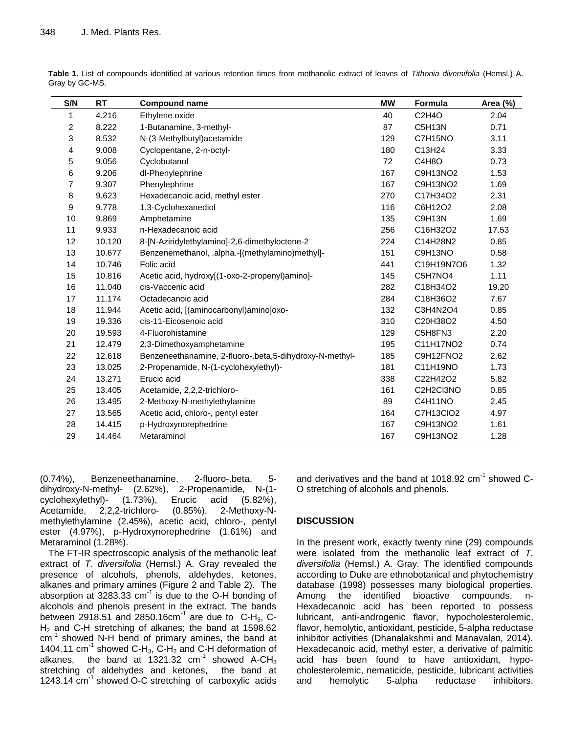**Table 1.** List of compounds identified at various retention times from methanolic extract of leaves of *Tithonia diversifolia* (Hemsl.) A. Gray by GC-MS.

| S/N | RT | Compound name | MW | Formula | Area (%) |
|---|---|---|---|---|---|
| 1 | 4.216 | Ethylene oxide | 40 | $C_2H_4O$ | 2.04 |
| 2 | 8.222 | 1-Butanamine, 3-methyl- | 87 | $C_5H_{13}N$ | 0.71 |
| 3 | 8.532 | N-(3-Methylbutyl)acetamide | 129 | $C_7H_{15}NO$ | 3.11 |
| 4 | 9.008 | Cyclopentane, 2-n-octyl- | 180 | $C_{13}H_{24}$ | 3.33 |
| 5 | 9.056 | Cyclobutanol | 72 | $C_4H_8O$ | 0.73 |
| 6 | 9.206 | dl-Phenylephrine | 167 | $C_9H_{13}NO_2$ | 1.53 |
| 7 | 9.307 | Phenylephrine | 167 | $C_9H_{13}NO_2$ | 1.69 |
| 8 | 9.623 | Hexadecanoic acid, methyl ester | 270 | $C_{17}H_{34}O_2$ | 2.31 |
| 9 | 9.778 | 1,3-Cyclohexanediol | 116 | $C_6H_{12}O_2$ | 2.08 |
| 10 | 9.869 | Amphetamine | 135 | $C_9H_{13}N$ | 1.69 |
| 11 | 9.933 | n-Hexadecanoic acid | 256 | $C_{16}H_{32}O_2$ | 17.53 |
| 12 | 10.120 | 8-[N-Aziridylethylamino]-2,6-dimethyloctene-2 | 224 | $C_{14}H_{28}N_2$ | 0.85 |
| 13 | 10.677 | Benzenemethanol, .alpha.-[(methylamino)methyl]- | 151 | $C_9H_{13}NO$ | 0.58 |
| 14 | 10.746 | Folic acid | 441 | $C_{19}H_{19}N_7O_6$ | 1.32 |
| 15 | 10.816 | Acetic acid, hydroxy[(1-oxo-2-propenyl)amino]- | 145 | $C_5H_7NO_4$ | 1.11 |
| 16 | 11.040 | cis-Vaccenic acid | 282 | $C_{18}H_{34}O_2$ | 19.20 |
| 17 | 11.174 | Octadecanoic acid | 284 | $C_{18}H_{36}O_2$ | 7.67 |
| 18 | 11.944 | Acetic acid, [(aminocarbonyl)amino]oxo- | 132 | $C_3H_4N_2O_4$ | 0.85 |
| 19 | 19.336 | cis-11-Eicosenoic acid | 310 | $C_{20}H_{38}O_2$ | 4.50 |
| 20 | 19.593 | 4-Fluorohistamine | 129 | $C_5H_8FN_3$ | 2.20 |
| 21 | 12.479 | 2,3-Dimethoxyamphetamine | 195 | $C_{11}H_{17}NO_2$ | 0.74 |
| 22 | 12.618 | Benzeneethanamine, 2-fluoro-.beta,5-dihydroxy-N-methyl- | 185 | $C_9H_{12}FNO_2$ | 2.62 |
| 23 | 13.025 | 2-Propenamide, N-(1-cyclohexylethyl)- | 181 | $C_{11}H_{19}NO$ | 1.73 |
| 24 | 13.271 | Erucic acid | 338 | $C_{22}H_{42}O_2$ | 5.82 |
| 25 | 13.405 | Acetamide, 2,2,2-trichloro- | 161 | $C_2H_2Cl_3NO$ | 0.85 |
| 26 | 13.495 | 2-Methoxy-N-methylethylamine | 89 | $C_4H_{11}NO$ | 2.45 |
| 27 | 13.565 | Acetic acid, chloro-, pentyl ester | 164 | $C_7H_{13}ClO_2$ | 4.97 |
| 28 | 14.415 | p-Hydroxynorephedrine | 167 | $C_9H_{13}NO_2$ | 1.61 |
| 29 | 14.464 | Metaraminol | 167 | $C_9H_{13}NO_2$ | 1.28 |

(0.74%), Benzeneethanamine, 2-fluoro-.beta, 5-dihydroxy-N-methyl- (2.62%), 2-Propenamide, N-(1-cyclohexylethyl)- (1.73%), Erucic acid (5.82%), Acetamide, 2,2,2-trichloro- (0.85%), 2-Methoxy-N-methylethylamine (2.45%), acetic acid, chloro-, pentyl ester (4.97%), p-Hydroxynorephedrine (1.61%) and Metaraminol (1.28%).

The FT-IR spectroscopic analysis of the methanolic leaf extract of *T. diversifolia* (Hemsl.) A. Gray revealed the presence of alcohols, phenols, aldehydes, ketones, alkanes and primary amines (Figure 2 and Table 2). The absorption at 3283.33 $cm^{-1}$ is due to the O-H bonding of alcohols and phenols present in the extract. The bands between 2918.51 and 2850.16$cm^{-1}$ are due to C-$H_3$, C-$H_2$ and C-H stretching of alkanes; the band at 1598.62 $cm^{-1}$ showed N-H bend of primary amines, the band at 1404.11 $cm^{-1}$ showed C-$H_3$, C-$H_2$ and C-H deformation of alkanes, the band at 1321.32 $cm^{-1}$ showed A-$CH_3$ stretching of aldehydes and ketones, the band at 1243.14 $cm^{-1}$ showed O-C stretching of carboxylic acids and derivatives and the band at 1018.92 $cm^{-1}$ showed C-O stretching of alcohols and phenols.

## DISCUSSION

In the present work, exactly twenty nine (29) compounds were isolated from the methanolic leaf extract of *T. diversifolia* (Hemsl.) A. Gray. The identified compounds according to Duke are ethnobotanical and phytochemistry database (1998) possesses many biological properties. Among the identified bioactive compounds, n-Hexadecanoic acid has been reported to possess lubricant, anti-androgenic flavor, hypocholesterolemic, flavor, hemolytic, antioxidant, pesticide, 5-alpha reductase inhibitor activities (Dhanalakshmi and Manavalan, 2014). Hexadecanoic acid, methyl ester, a derivative of palmitic acid has been found to have antioxidant, hypo-cholesterolemic, nematicide, pesticide, lubricant activities and hemolytic 5-alpha reductase inhibitors.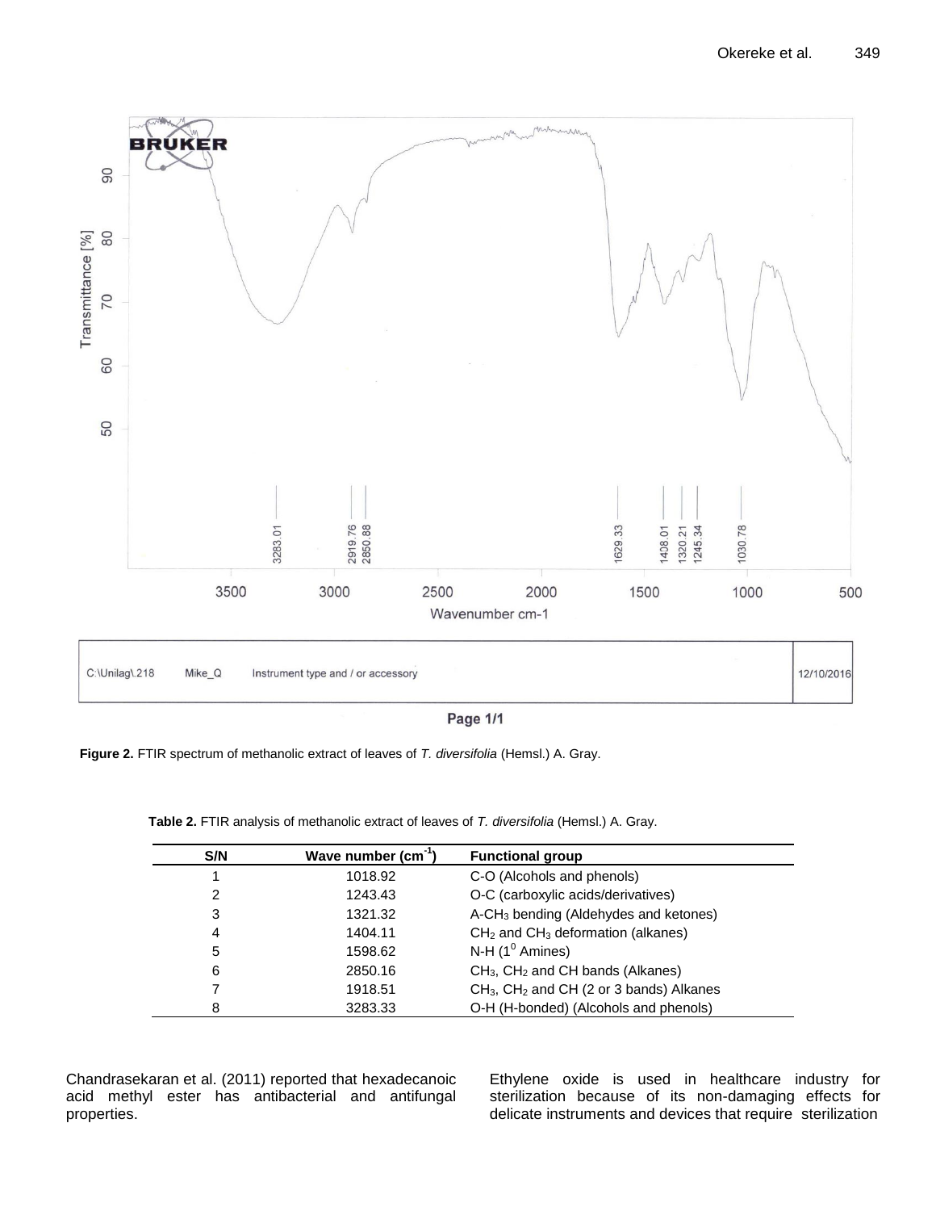Figure 2. FTIR spectrum of methanolic extract of leaves of *T. diversifolia* (Hemsl.) A. Gray.

**Table 2.** FTIR analysis of methanolic extract of leaves of *T. diversifolia* (Hemsl.) A. Gray.

| S/N | Wave number ($cm^{-1}$) | Functional group |
|---|---|---|
| 1 | 1018.92 | C-O (Alcohols and phenols) |
| 2 | 1243.43 | O-C (carboxylic acids/derivatives) |
| 3 | 1321.32 | A-$CH_3$ bending (Aldehydes and ketones) |
| 4 | 1404.11 | $CH_2$ and $CH_3$ deformation (alkanes) |
| 5 | 1598.62 | N-H ($1^0$ Amines) |
| 6 | 2850.16 | $CH_3$, $CH_2$ and CH bands (Alkanes) |
| 7 | 1918.51 | $CH_3$, $CH_2$ and CH (2 or 3 bands) Alkanes |
| 8 | 3283.33 | O-H (H-bonded) (Alcohols and phenols) |

Chandrasekaran et al. (2011) reported that hexadecanoic acid methyl ester has antibacterial and antifungal properties.

Ethylene oxide is used in healthcare industry for sterilization because of its non-damaging effects for delicate instruments and devices that require sterilization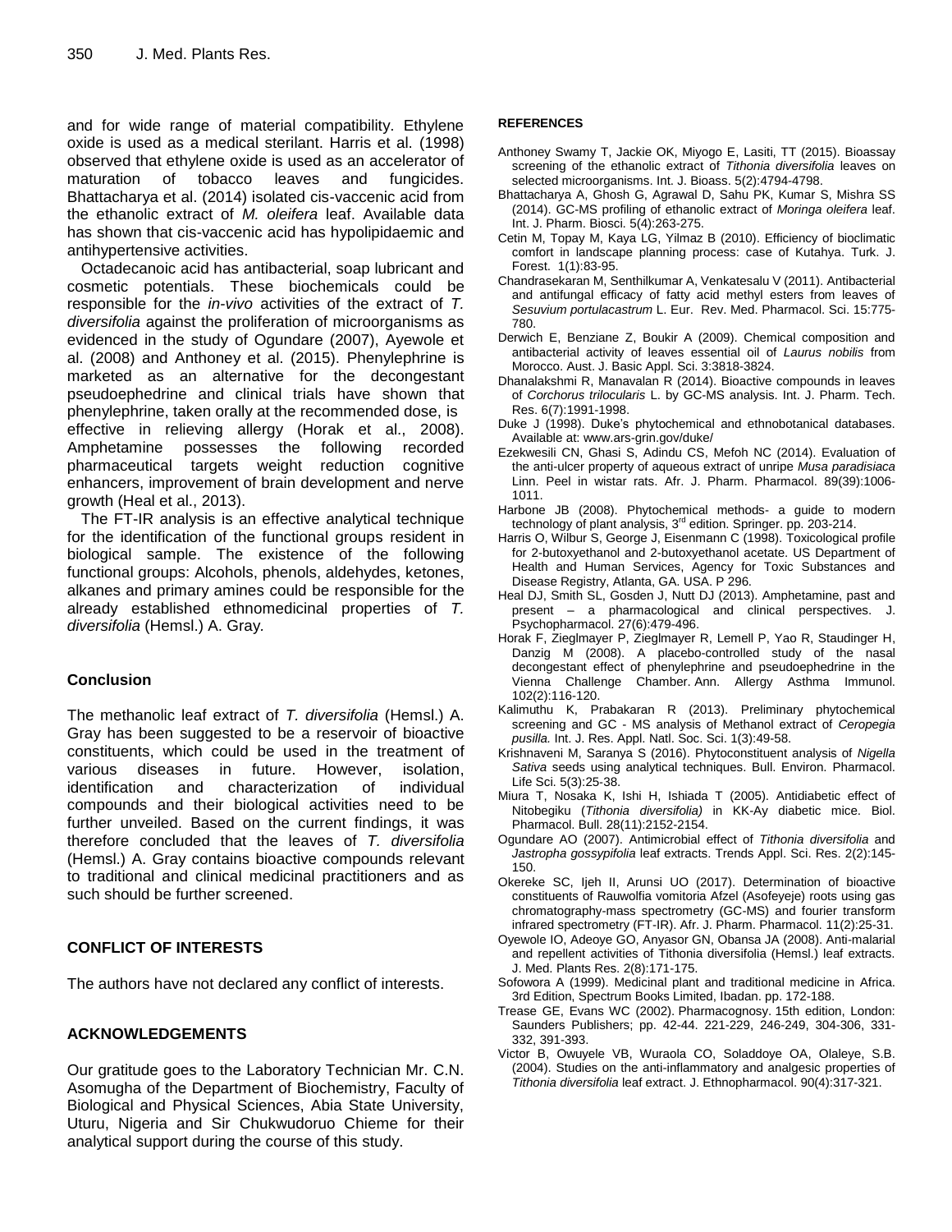and for wide range of material compatibility. Ethylene oxide is used as a medical sterilant. Harris et al. (1998) observed that ethylene oxide is used as an accelerator of maturation of tobacco leaves and fungicides. Bhattacharya et al. (2014) isolated cis-vaccenic acid from the ethanolic extract of *M. oleifera* leaf. Available data has shown that cis-vaccenic acid has hypolipidaemic and antihypertensive activities.

Octadecanoic acid has antibacterial, soap lubricant and cosmetic potentials. These biochemicals could be responsible for the *in-vivo* activities of the extract of *T. diversifolia* against the proliferation of microorganisms as evidenced in the study of Ogundare (2007), Ayewole et al. (2008) and Anthoney et al. (2015). Phenylephrine is marketed as an alternative for the decongestant pseudoephedrine and clinical trials have shown that phenylephrine, taken orally at the recommended dose, is effective in relieving allergy (Horak et al., 2008). Amphetamine possesses the following recorded pharmaceutical targets weight reduction cognitive enhancers, improvement of brain development and nerve growth (Heal et al., 2013).

The FT-IR analysis is an effective analytical technique for the identification of the functional groups resident in biological sample. The existence of the following functional groups: Alcohols, phenols, aldehydes, ketones, alkanes and primary amines could be responsible for the already established ethnomedicinal properties of *T. diversifolia* (Hemsl.) A. Gray.

## Conclusion

The methanolic leaf extract of *T. diversifolia* (Hemsl.) A. Gray has been suggested to be a reservoir of bioactive constituents, which could be used in the treatment of various diseases in future. However, isolation, identification and characterization of individual compounds and their biological activities need to be further unveiled. Based on the current findings, it was therefore concluded that the leaves of *T. diversifolia* (Hemsl.) A. Gray contains bioactive compounds relevant to traditional and clinical medicinal practitioners and as such should be further screened.

## CONFLICT OF INTERESTS

The authors have not declared any conflict of interests.

## ACKNOWLEDGEMENTS

Our gratitude goes to the Laboratory Technician Mr. C.N. Asomugha of the Department of Biochemistry, Faculty of Biological and Physical Sciences, Abia State University, Uturu, Nigeria and Sir Chukwudoruo Chieme for their analytical support during the course of this study.

## REFERENCES

Anthoney Swamy T, Jackie OK, Miyogo E, Lasiti, TT (2015). Bioassay screening of the ethanolic extract of *Tithonia diversifolia* leaves on selected microorganisms. Int. J. Bioass. 5(2):4794-4798.

Bhattacharya A, Ghosh G, Agrawal D, Sahu PK, Kumar S, Mishra SS (2014). GC-MS profiling of ethanolic extract of *Moringa oleifera* leaf. Int. J. Pharm. Biosci. 5(4):263-275.

Cetin M, Topay M, Kaya LG, Yilmaz B (2010). Efficiency of bioclimatic comfort in landscape planning process: case of Kutahya. Turk. J. Forest. 1(1):83-95.

Chandrasekaran M, Senthilkumar A, Venkatesalu V (2011). Antibacterial and antifungal efficacy of fatty acid methyl esters from leaves of *Sesuvium portulacastrum* L. Eur. Rev. Med. Pharmacol. Sci. 15:775-780.

Derwich E, Benziane Z, Boukir A (2009). Chemical composition and antibacterial activity of leaves essential oil of *Laurus nobilis* from Morocco. Aust. J. Basic Appl. Sci. 3:3818-3824.

Dhanalakshmi R, Manavalan R (2014). Bioactive compounds in leaves of *Corchorus trilocularis* L. by GC-MS analysis. Int. J. Pharm. Tech. Res. 6(7):1991-1998.

Duke J (1998). Duke's phytochemical and ethnobotanical databases. Available at: www.ars-grin.gov/duke/

Ezekwesili CN, Ghasi S, Adindu CS, Mefoh NC (2014). Evaluation of the anti-ulcer property of aqueous extract of unripe *Musa paradisiaca* Linn. Peel in wistar rats. Afr. J. Pharm. Pharmacol. 89(39):1006-1011.

Harbone JB (2008). Phytochemical methods- a guide to modern technology of plant analysis, 3rd edition. Springer. pp. 203-214.

Harris O, Wilbur S, George J, Eisenmann C (1998). Toxicological profile for 2-butoxyethanol and 2-butoxyethanol acetate. US Department of Health and Human Services, Agency for Toxic Substances and Disease Registry, Atlanta, GA. USA. P 296.

Heal DJ, Smith SL, Gosden J, Nutt DJ (2013). Amphetamine, past and present – a pharmacological and clinical perspectives. J. Psychopharmacol. 27(6):479-496.

Horak F, Zieglmayer P, Zieglmayer R, Lemell P, Yao R, Staudinger H, Danzig M (2008). A placebo-controlled study of the nasal decongestant effect of phenylephrine and pseudoephedrine in the Vienna Challenge Chamber. Ann. Allergy Asthma Immunol. 102(2):116-120.

Kalimuthu K, Prabakaran R (2013). Preliminary phytochemical screening and GC - MS analysis of Methanol extract of *Ceropegia pusilla.* Int. J. Res. Appl. Natl. Soc. Sci. 1(3):49-58.

Krishnaveni M, Saranya S (2016). Phytoconstituent analysis of *Nigella Sativa* seeds using analytical techniques. Bull. Environ. Pharmacol. Life Sci. 5(3):25-38.

Miura T, Nosaka K, Ishi H, Ishiada T (2005). Antidiabetic effect of Nitobegiku (*Tithonia diversifolia)* in KK-Ay diabetic mice. Biol. Pharmacol. Bull. 28(11):2152-2154.

Ogundare AO (2007). Antimicrobial effect of *Tithonia diversifolia* and *Jastropha gossypifolia* leaf extracts. Trends Appl. Sci. Res. 2(2):145-150.

Okereke SC, Ijeh II, Arunsi UO (2017). Determination of bioactive constituents of Rauwolfia vomitoria Afzel (Asofeyeje) roots using gas chromatography-mass spectrometry (GC-MS) and fourier transform infrared spectrometry (FT-IR). Afr. J. Pharm. Pharmacol. 11(2):25-31.

Oyewole IO, Adeoye GO, Anyasor GN, Obansa JA (2008). Anti-malarial and repellent activities of Tithonia diversifolia (Hemsl.) leaf extracts. J. Med. Plants Res. 2(8):171-175.

Sofowora A (1999). Medicinal plant and traditional medicine in Africa. 3rd Edition, Spectrum Books Limited, Ibadan. pp. 172-188.

Trease GE, Evans WC (2002). Pharmacognosy. 15th edition, London: Saunders Publishers; pp. 42-44. 221-229, 246-249, 304-306, 331-332, 391-393.

Victor B, Owuyele VB, Wuraola CO, Soladdoye OA, Olaleye, S.B. (2004). Studies on the anti-inflammatory and analgesic properties of *Tithonia diversifolia* leaf extract. J. Ethnopharmacol. 90(4):317-321.